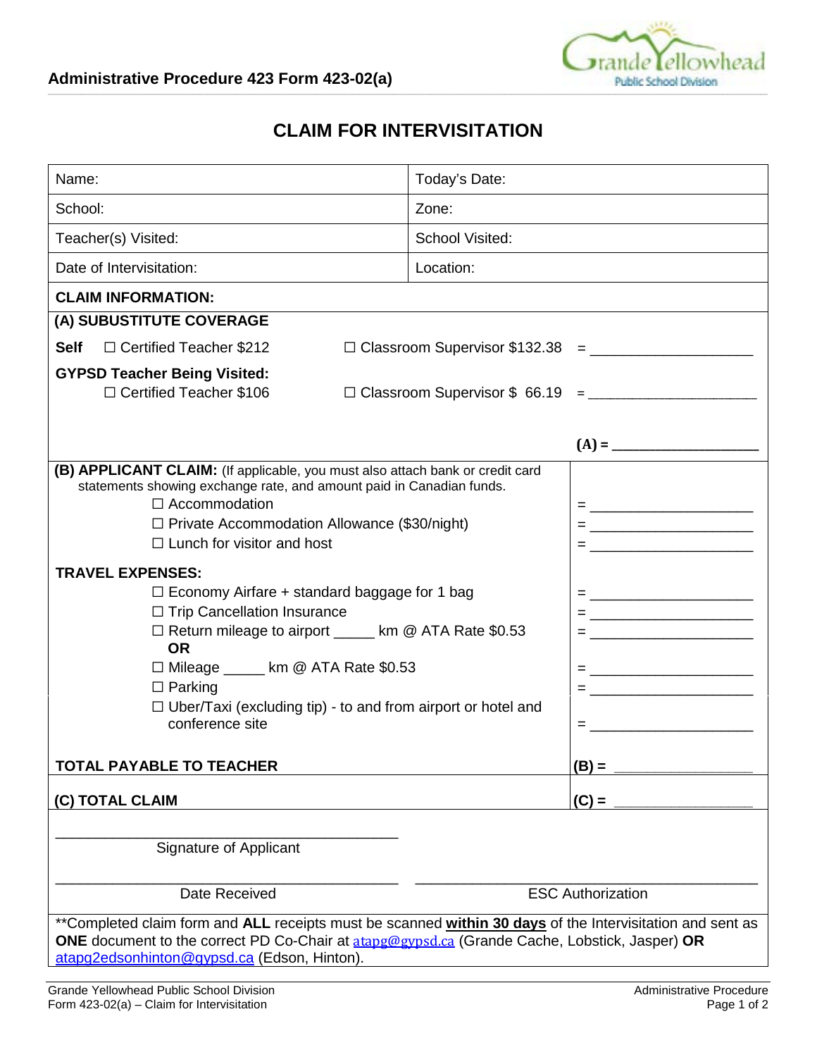Administrative Procedure 423 Form 423-02(a)

# CLAIM FOR INTERVISITATION

| Name: | Today's Date: |
|---|---|
| School: | Zone: |
| Teacher(s) Visited: | School Visited: |
| Date of Intervisitation: | Location: |

**CLAIM INFORMATION:**

**(A) SUBUSTITUTE COVERAGE**

**Self** ☐ Certified Teacher $212 ☐ Classroom Supervisor $132.38 = ____________________

**GYPSD Teacher Being Visited:**
☐ Certified Teacher $106 ☐ Classroom Supervisor $ 66.19 = ____________________

**(A) =** ____________________

**(B) APPLICANT CLAIM:** (If applicable, you must also attach bank or credit card statements showing exchange rate, and amount paid in Canadian funds.

- ☐ Accommodation = ____________________
- ☐ Private Accommodation Allowance ($30/night) = ____________________
- ☐ Lunch for visitor and host = ____________________

**TRAVEL EXPENSES:**

- ☐ Economy Airfare + standard baggage for 1 bag = ____________________
- ☐ Trip Cancellation Insurance = ____________________
- ☐ Return mileage to airport _____ km @ ATA Rate $0.53 = ____________________

**OR**

- ☐ Mileage _____ km @ ATA Rate $0.53 = ____________________
- ☐ Parking = ____________________
- ☐ Uber/Taxi (excluding tip) - to and from airport or hotel and conference site = ____________________

**TOTAL PAYABLE TO TEACHER** **(B) =** ____________________

**(C) TOTAL CLAIM** **(C) =** ____________________

_______________________________________
Signature of Applicant

_______________________________________ _______________________________________
Date Received ESC Authorization

**Completed claim form and **ALL** receipts must be scanned **within 30 days** of the Intervisitation and sent as **ONE** document to the correct PD Co-Chair at atapg@gypsd.ca (Grande Cache, Lobstick, Jasper) **OR** atapg2edsonhinton@gypsd.ca (Edson, Hinton).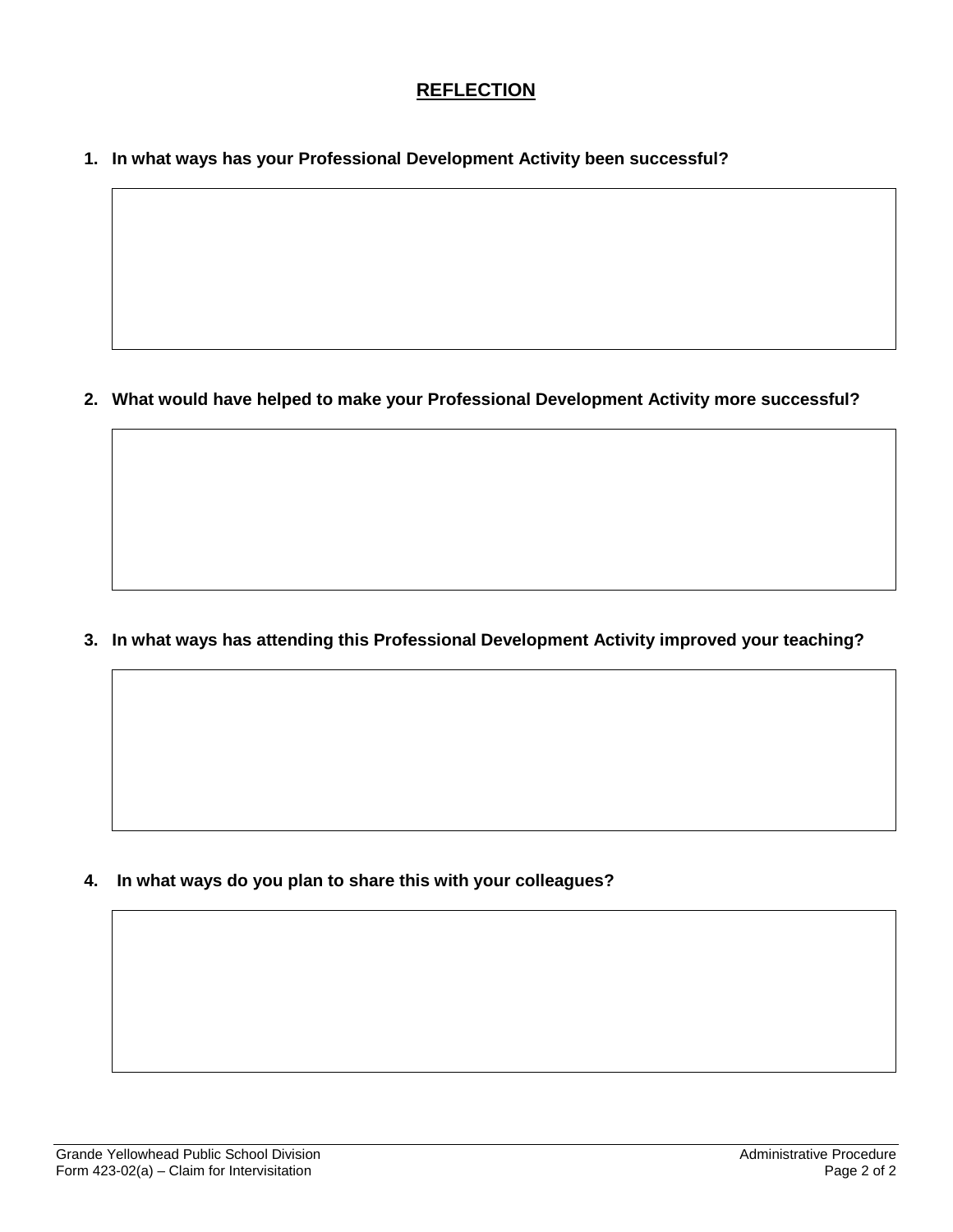# REFLECTION

1. **In what ways has your Professional Development Activity been successful?**

2. **What would have helped to make your Professional Development Activity more successful?**

3. **In what ways has attending this Professional Development Activity improved your teaching?**

4. **In what ways do you plan to share this with your colleagues?**